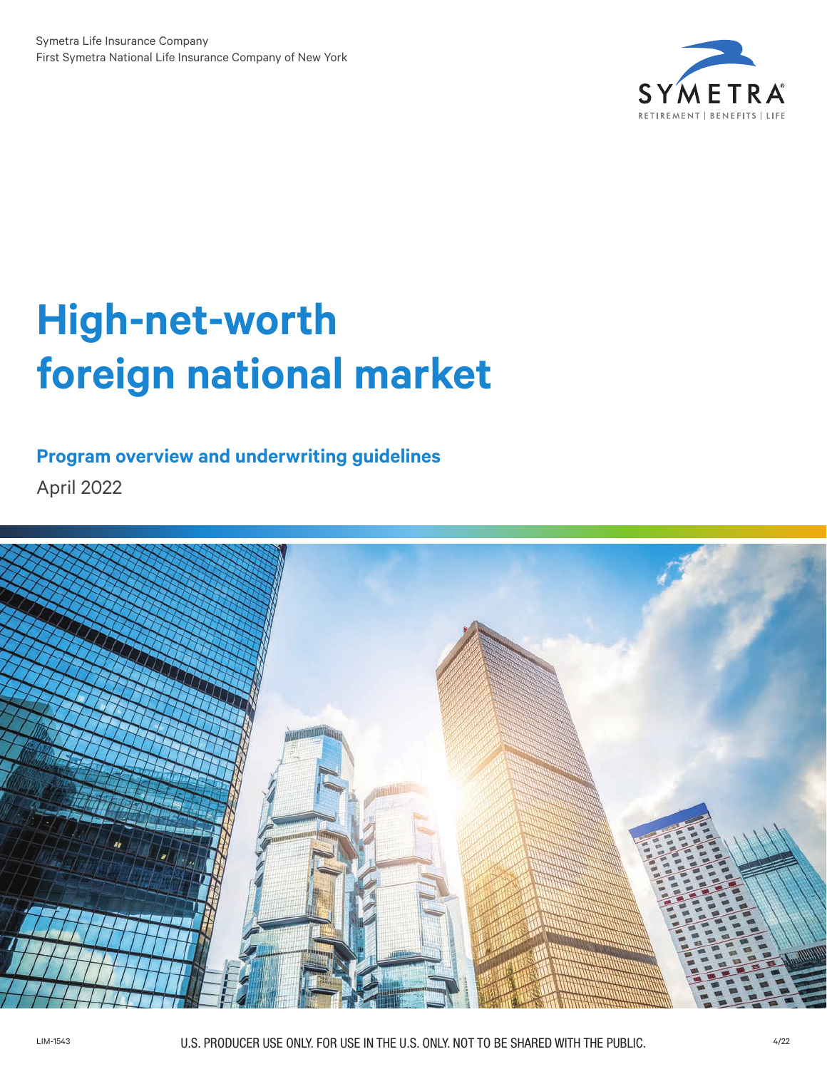Symetra Life Insurance Company
First Symetra National Life Insurance Company of New York

SYMETRA®
RETIREMENT | BENEFITS | LIFE

# High-net-worth foreign national market

## Program overview and underwriting guidelines

April 2022

LIM-1543

U.S. PRODUCER USE ONLY. FOR USE IN THE U.S. ONLY. NOT TO BE SHARED WITH THE PUBLIC.

4/22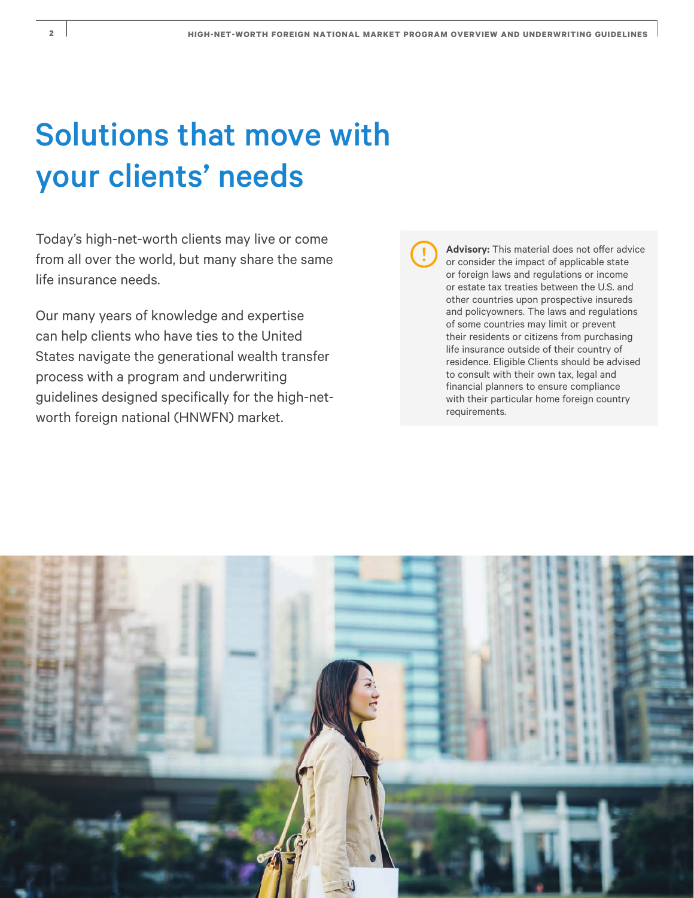# Solutions that move with your clients' needs

Today's high-net-worth clients may live or come from all over the world, but many share the same life insurance needs.

Our many years of knowledge and expertise can help clients who have ties to the United States navigate the generational wealth transfer process with a program and underwriting guidelines designed specifically for the high-net-worth foreign national (HNWFN) market.

**Advisory:** This material does not offer advice or consider the impact of applicable state or foreign laws and regulations or income or estate tax treaties between the U.S. and other countries upon prospective insureds and policyowners. The laws and regulations of some countries may limit or prevent their residents or citizens from purchasing life insurance outside of their country of residence. Eligible Clients should be advised to consult with their own tax, legal and financial planners to ensure compliance with their particular home foreign country requirements.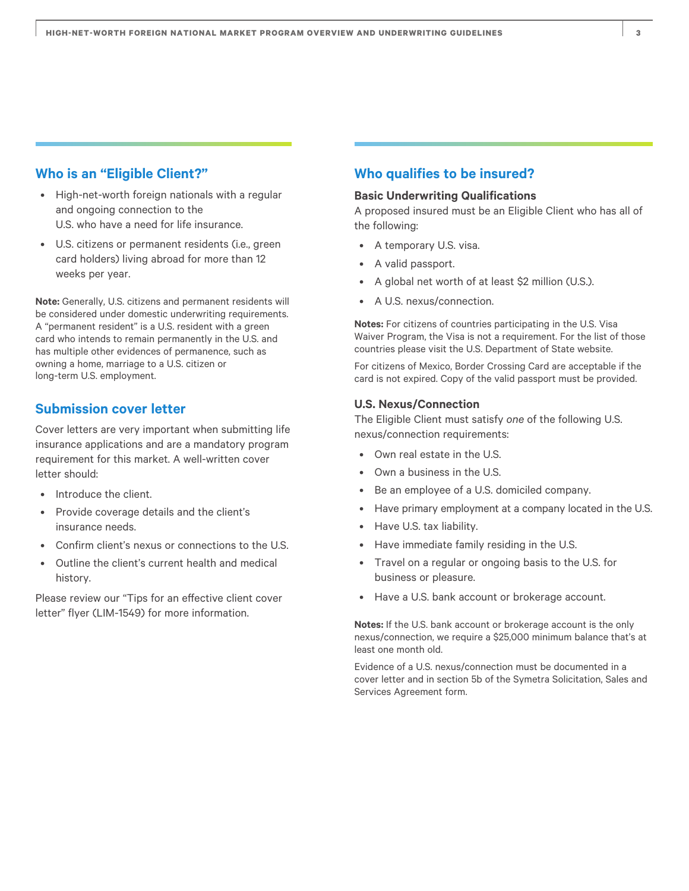## Who is an "Eligible Client?"

- High-net-worth foreign nationals with a regular and ongoing connection to the U.S. who have a need for life insurance.
- U.S. citizens or permanent residents (i.e., green card holders) living abroad for more than 12 weeks per year.

**Note:** Generally, U.S. citizens and permanent residents will be considered under domestic underwriting requirements. A "permanent resident" is a U.S. resident with a green card who intends to remain permanently in the U.S. and has multiple other evidences of permanence, such as owning a home, marriage to a U.S. citizen or long-term U.S. employment.

## Submission cover letter

Cover letters are very important when submitting life insurance applications and are a mandatory program requirement for this market. A well-written cover letter should:

- Introduce the client.
- Provide coverage details and the client's insurance needs.
- Confirm client's nexus or connections to the U.S.
- Outline the client's current health and medical history.

Please review our "Tips for an effective client cover letter" flyer (LIM-1549) for more information.

## Who qualifies to be insured?

### Basic Underwriting Qualifications

A proposed insured must be an Eligible Client who has all of the following:

- A temporary U.S. visa.
- A valid passport.
- A global net worth of at least $2 million (U.S.).
- A U.S. nexus/connection.

**Notes:** For citizens of countries participating in the U.S. Visa Waiver Program, the Visa is not a requirement. For the list of those countries please visit the U.S. Department of State website.

For citizens of Mexico, Border Crossing Card are acceptable if the card is not expired. Copy of the valid passport must be provided.

### U.S. Nexus/Connection

The Eligible Client must satisfy *one* of the following U.S. nexus/connection requirements:

- Own real estate in the U.S.
- Own a business in the U.S.
- Be an employee of a U.S. domiciled company.
- Have primary employment at a company located in the U.S.
- Have U.S. tax liability.
- Have immediate family residing in the U.S.
- Travel on a regular or ongoing basis to the U.S. for business or pleasure.
- Have a U.S. bank account or brokerage account.

**Notes:** If the U.S. bank account or brokerage account is the only nexus/connection, we require a $25,000 minimum balance that's at least one month old.

Evidence of a U.S. nexus/connection must be documented in a cover letter and in section 5b of the Symetra Solicitation, Sales and Services Agreement form.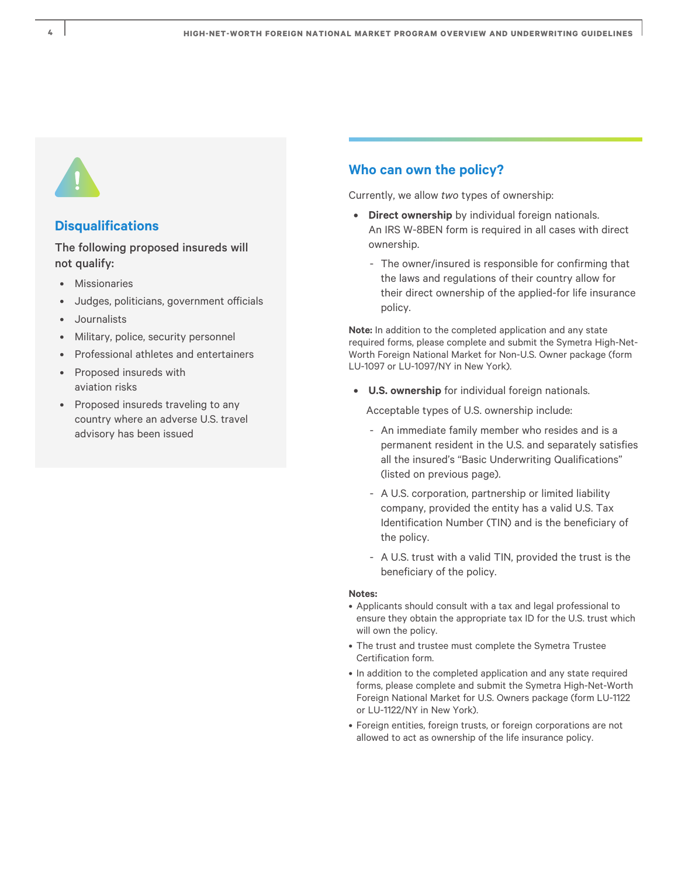## Disqualifications

The following proposed insureds will not qualify:

- Missionaries
- Judges, politicians, government officials
- Journalists
- Military, police, security personnel
- Professional athletes and entertainers
- Proposed insureds with aviation risks
- Proposed insureds traveling to any country where an adverse U.S. travel advisory has been issued

## Who can own the policy?

Currently, we allow *two* types of ownership:

- **Direct ownership** by individual foreign nationals. An IRS W-8BEN form is required in all cases with direct ownership.
  - The owner/insured is responsible for confirming that the laws and regulations of their country allow for their direct ownership of the applied-for life insurance policy.

**Note:** In addition to the completed application and any state required forms, please complete and submit the Symetra High-Net-Worth Foreign National Market for Non-U.S. Owner package (form LU-1097 or LU-1097/NY in New York).

- **U.S. ownership** for individual foreign nationals.

  Acceptable types of U.S. ownership include:
  - An immediate family member who resides and is a permanent resident in the U.S. and separately satisfies all the insured's "Basic Underwriting Qualifications" (listed on previous page).
  - A U.S. corporation, partnership or limited liability company, provided the entity has a valid U.S. Tax Identification Number (TIN) and is the beneficiary of the policy.
  - A U.S. trust with a valid TIN, provided the trust is the beneficiary of the policy.

**Notes:**

- Applicants should consult with a tax and legal professional to ensure they obtain the appropriate tax ID for the U.S. trust which will own the policy.
- The trust and trustee must complete the Symetra Trustee Certification form.
- In addition to the completed application and any state required forms, please complete and submit the Symetra High-Net-Worth Foreign National Market for U.S. Owners package (form LU-1122 or LU-1122/NY in New York).
- Foreign entities, foreign trusts, or foreign corporations are not allowed to act as ownership of the life insurance policy.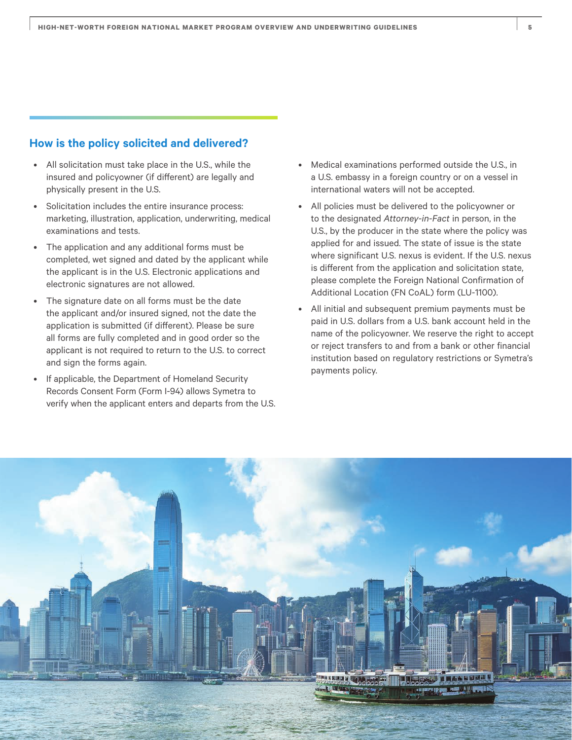## How is the policy solicited and delivered?

- All solicitation must take place in the U.S., while the insured and policyowner (if different) are legally and physically present in the U.S.
- Solicitation includes the entire insurance process: marketing, illustration, application, underwriting, medical examinations and tests.
- The application and any additional forms must be completed, wet signed and dated by the applicant while the applicant is in the U.S. Electronic applications and electronic signatures are not allowed.
- The signature date on all forms must be the date the applicant and/or insured signed, not the date the application is submitted (if different). Please be sure all forms are fully completed and in good order so the applicant is not required to return to the U.S. to correct and sign the forms again.
- If applicable, the Department of Homeland Security Records Consent Form (Form I-94) allows Symetra to verify when the applicant enters and departs from the U.S.
- Medical examinations performed outside the U.S., in a U.S. embassy in a foreign country or on a vessel in international waters will not be accepted.
- All policies must be delivered to the policyowner or to the designated *Attorney-in-Fact* in person, in the U.S., by the producer in the state where the policy was applied for and issued. The state of issue is the state where significant U.S. nexus is evident. If the U.S. nexus is different from the application and solicitation state, please complete the Foreign National Confirmation of Additional Location (FN CoAL) form (LU-1100).
- All initial and subsequent premium payments must be paid in U.S. dollars from a U.S. bank account held in the name of the policyowner. We reserve the right to accept or reject transfers to and from a bank or other financial institution based on regulatory restrictions or Symetra's payments policy.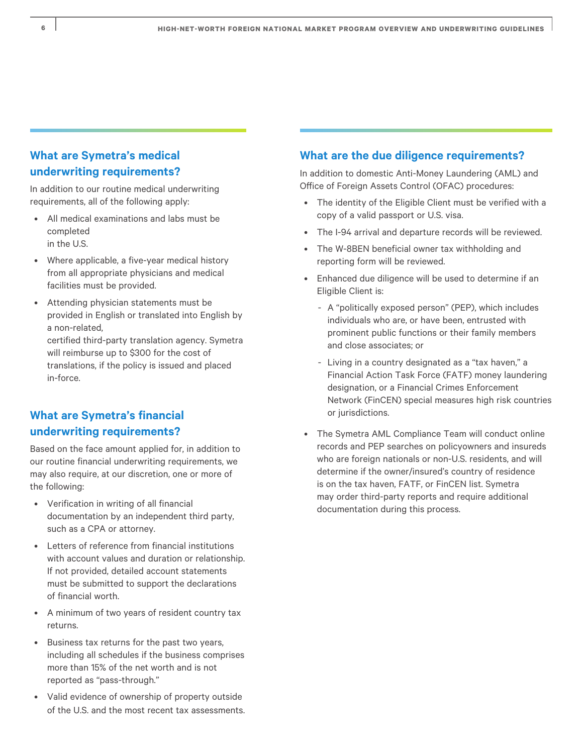## What are Symetra's medical underwriting requirements?

In addition to our routine medical underwriting requirements, all of the following apply:

- All medical examinations and labs must be completed in the U.S.
- Where applicable, a five-year medical history from all appropriate physicians and medical facilities must be provided.
- Attending physician statements must be provided in English or translated into English by a non-related, certified third-party translation agency. Symetra will reimburse up to $300 for the cost of translations, if the policy is issued and placed in-force.

## What are Symetra's financial underwriting requirements?

Based on the face amount applied for, in addition to our routine financial underwriting requirements, we may also require, at our discretion, one or more of the following:

- Verification in writing of all financial documentation by an independent third party, such as a CPA or attorney.
- Letters of reference from financial institutions with account values and duration or relationship. If not provided, detailed account statements must be submitted to support the declarations of financial worth.
- A minimum of two years of resident country tax returns.
- Business tax returns for the past two years, including all schedules if the business comprises more than 15% of the net worth and is not reported as "pass-through."
- Valid evidence of ownership of property outside of the U.S. and the most recent tax assessments.

## What are the due diligence requirements?

In addition to domestic Anti-Money Laundering (AML) and Office of Foreign Assets Control (OFAC) procedures:

- The identity of the Eligible Client must be verified with a copy of a valid passport or U.S. visa.
- The I-94 arrival and departure records will be reviewed.
- The W-8BEN beneficial owner tax withholding and reporting form will be reviewed.
- Enhanced due diligence will be used to determine if an Eligible Client is:
  - A "politically exposed person" (PEP), which includes individuals who are, or have been, entrusted with prominent public functions or their family members and close associates; or
  - Living in a country designated as a "tax haven," a Financial Action Task Force (FATF) money laundering designation, or a Financial Crimes Enforcement Network (FinCEN) special measures high risk countries or jurisdictions.
- The Symetra AML Compliance Team will conduct online records and PEP searches on policyowners and insureds who are foreign nationals or non-U.S. residents, and will determine if the owner/insured's country of residence is on the tax haven, FATF, or FinCEN list. Symetra may order third-party reports and require additional documentation during this process.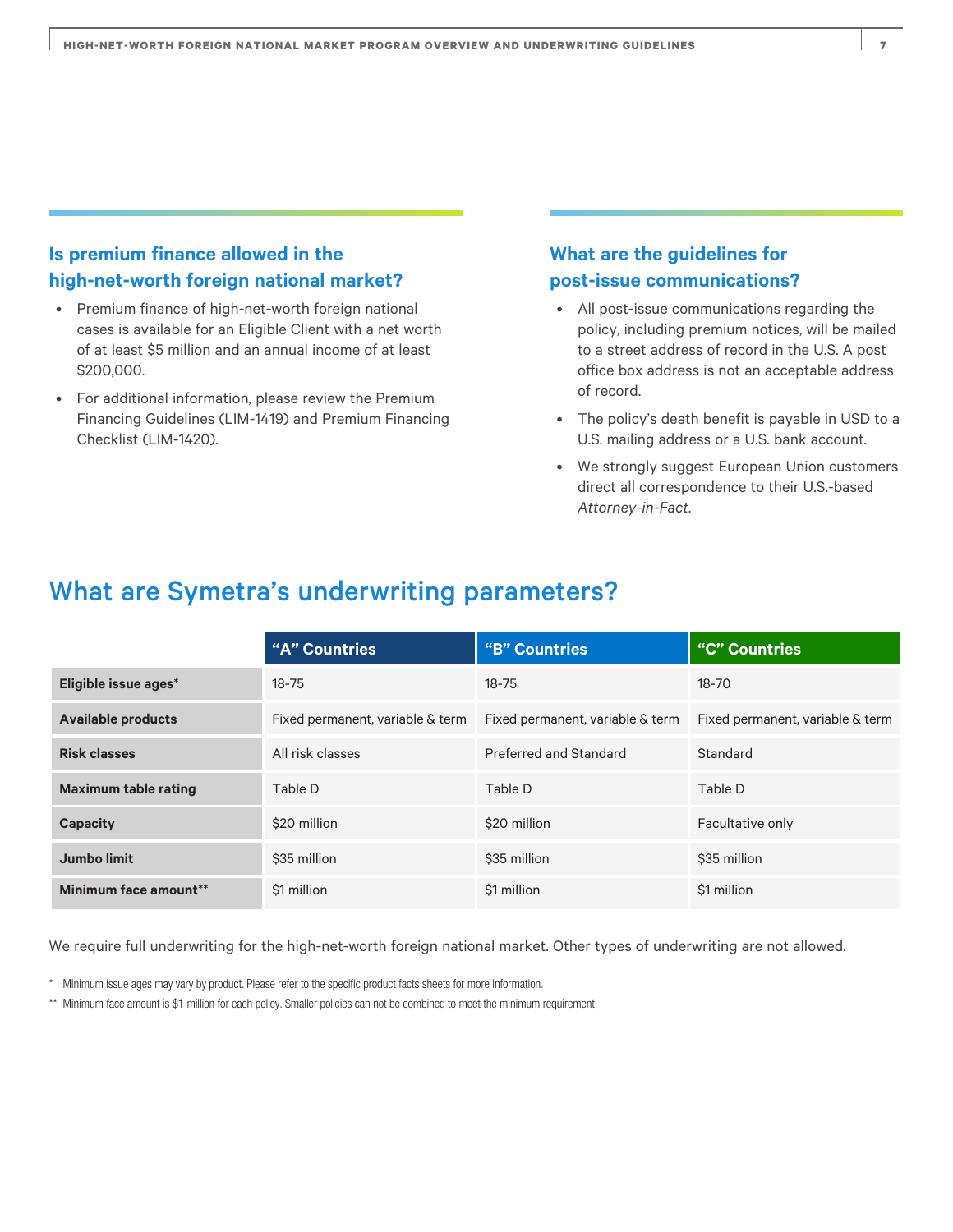## Is premium finance allowed in the high-net-worth foreign national market?

- Premium finance of high-net-worth foreign national cases is available for an Eligible Client with a net worth of at least $5 million and an annual income of at least $200,000.
- For additional information, please review the Premium Financing Guidelines (LIM-1419) and Premium Financing Checklist (LIM-1420).

## What are the guidelines for post-issue communications?

- All post-issue communications regarding the policy, including premium notices, will be mailed to a street address of record in the U.S. A post office box address is not an acceptable address of record.
- The policy's death benefit is payable in USD to a U.S. mailing address or a U.S. bank account.
- We strongly suggest European Union customers direct all correspondence to their U.S.-based *Attorney-in-Fact*.

# What are Symetra's underwriting parameters?

| | "A" Countries | "B" Countries | "C" Countries |
|---|---|---|---|
| **Eligible issue ages*** | 18-75 | 18-75 | 18-70 |
| **Available products** | Fixed permanent, variable & term | Fixed permanent, variable & term | Fixed permanent, variable & term |
| **Risk classes** | All risk classes | Preferred and Standard | Standard |
| **Maximum table rating** | Table D | Table D | Table D |
| **Capacity** | $20 million | $20 million | Facultative only |
| **Jumbo limit** | $35 million | $35 million | $35 million |
| **Minimum face amount**** | $1 million | $1 million | $1 million |

We require full underwriting for the high-net-worth foreign national market. Other types of underwriting are not allowed.

\* Minimum issue ages may vary by product. Please refer to the specific product facts sheets for more information.

\*\* Minimum face amount is $1 million for each policy. Smaller policies can not be combined to meet the minimum requirement.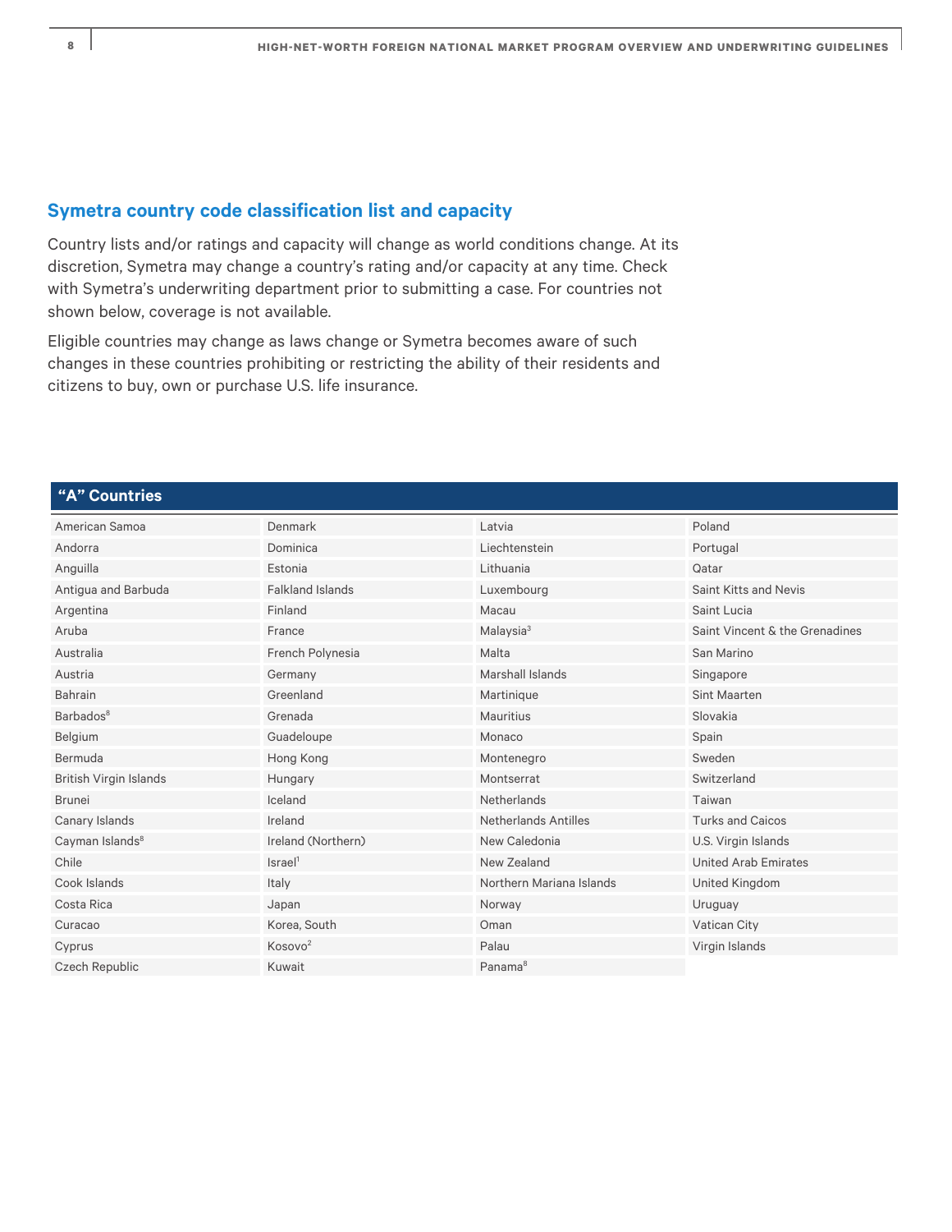## Symetra country code classification list and capacity

Country lists and/or ratings and capacity will change as world conditions change. At its discretion, Symetra may change a country's rating and/or capacity at any time. Check with Symetra's underwriting department prior to submitting a case. For countries not shown below, coverage is not available.

Eligible countries may change as laws change or Symetra becomes aware of such changes in these countries prohibiting or restricting the ability of their residents and citizens to buy, own or purchase U.S. life insurance.

| "A" Countries | | | |
|---|---|---|---|
| American Samoa | Denmark | Latvia | Poland |
| Andorra | Dominica | Liechtenstein | Portugal |
| Anguilla | Estonia | Lithuania | Qatar |
| Antigua and Barbuda | Falkland Islands | Luxembourg | Saint Kitts and Nevis |
| Argentina | Finland | Macau | Saint Lucia |
| Aruba | France | Malaysia[3] | Saint Vincent & the Grenadines |
| Australia | French Polynesia | Malta | San Marino |
| Austria | Germany | Marshall Islands | Singapore |
| Bahrain | Greenland | Martinique | Sint Maarten |
| Barbados[8] | Grenada | Mauritius | Slovakia |
| Belgium | Guadeloupe | Monaco | Spain |
| Bermuda | Hong Kong | Montenegro | Sweden |
| British Virgin Islands | Hungary | Montserrat | Switzerland |
| Brunei | Iceland | Netherlands | Taiwan |
| Canary Islands | Ireland | Netherlands Antilles | Turks and Caicos |
| Cayman Islands[8] | Ireland (Northern) | New Caledonia | U.S. Virgin Islands |
| Chile | Israel[1] | New Zealand | United Arab Emirates |
| Cook Islands | Italy | Northern Mariana Islands | United Kingdom |
| Costa Rica | Japan | Norway | Uruguay |
| Curacao | Korea, South | Oman | Vatican City |
| Cyprus | Kosovo[2] | Palau | Virgin Islands |
| Czech Republic | Kuwait | Panama[8] | |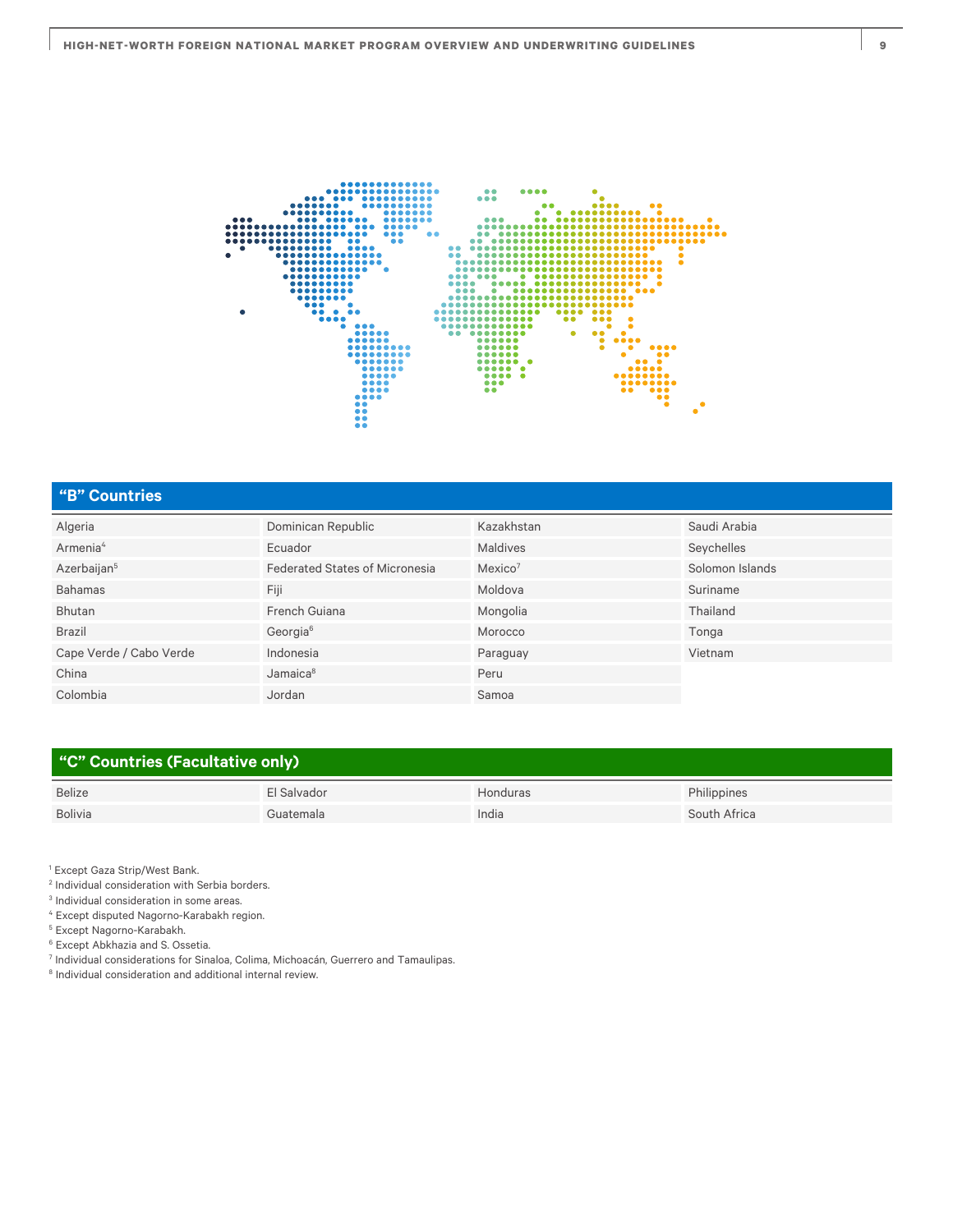## "B" Countries

| | | | |
|---|---|---|---|
| Algeria | Dominican Republic | Kazakhstan | Saudi Arabia |
| Armenia[4] | Ecuador | Maldives | Seychelles |
| Azerbaijan[5] | Federated States of Micronesia | Mexico[7] | Solomon Islands |
| Bahamas | Fiji | Moldova | Suriname |
| Bhutan | French Guiana | Mongolia | Thailand |
| Brazil | Georgia[6] | Morocco | Tonga |
| Cape Verde / Cabo Verde | Indonesia | Paraguay | Vietnam |
| China | Jamaica[8] | Peru | |
| Colombia | Jordan | Samoa | |

## "C" Countries (Facultative only)

| | | | |
|---|---|---|---|
| Belize | El Salvador | Honduras | Philippines |
| Bolivia | Guatemala | India | South Africa |

[1] Except Gaza Strip/West Bank.
[2] Individual consideration with Serbia borders.
[3] Individual consideration in some areas.
[4] Except disputed Nagorno-Karabakh region.
[5] Except Nagorno-Karabakh.
[6] Except Abkhazia and S. Ossetia.
[7] Individual considerations for Sinaloa, Colima, Michoacán, Guerrero and Tamaulipas.
[8] Individual consideration and additional internal review.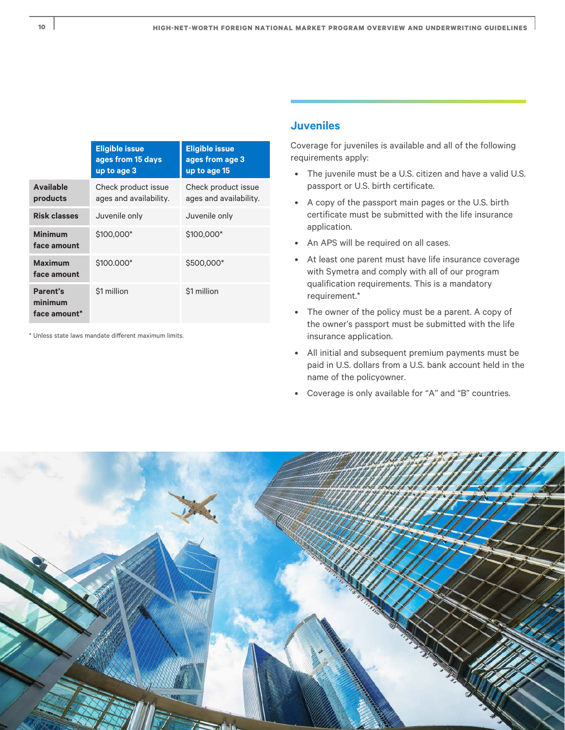## Juveniles

Coverage for juveniles is available and all of the following requirements apply:

- The juvenile must be a U.S. citizen and have a valid U.S. passport or U.S. birth certificate.
- A copy of the passport main pages or the U.S. birth certificate must be submitted with the life insurance application.
- An APS will be required on all cases.
- At least one parent must have life insurance coverage with Symetra and comply with all of our program qualification requirements. This is a mandatory requirement.*
- The owner of the policy must be a parent. A copy of the owner's passport must be submitted with the life insurance application.
- All initial and subsequent premium payments must be paid in U.S. dollars from a U.S. bank account held in the name of the policyowner.
- Coverage is only available for "A" and "B" countries.

| | Eligible issue ages from 15 days up to age 3 | Eligible issue ages from age 3 up to age 15 |
|---|---|---|
| **Available products** | Check product issue ages and availability. | Check product issue ages and availability. |
| **Risk classes** | Juvenile only | Juvenile only |
| **Minimum face amount** | $100,000* | $100,000* |
| **Maximum face amount** | $100.000* | $500,000* |
| **Parent's minimum face amount*** | $1 million | $1 million |

* Unless state laws mandate different maximum limits.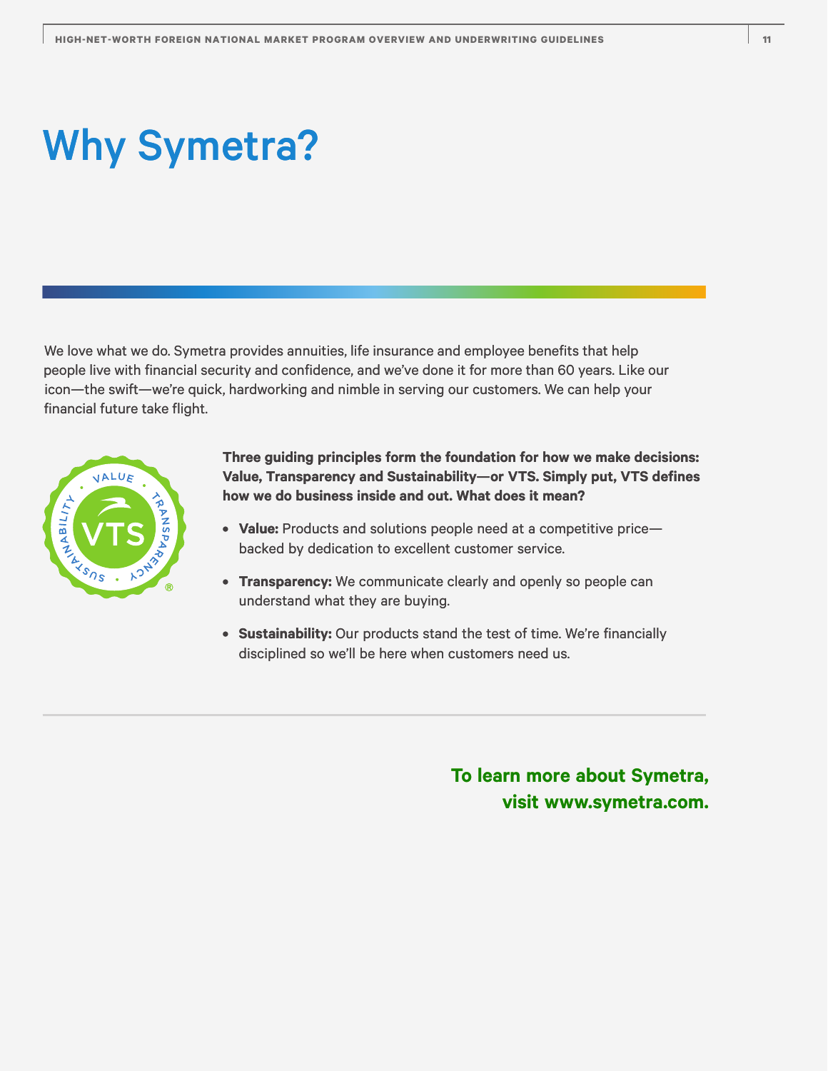# Why Symetra?

We love what we do. Symetra provides annuities, life insurance and employee benefits that help people live with financial security and confidence, and we've done it for more than 60 years. Like our icon—the swift—we're quick, hardworking and nimble in serving our customers. We can help your financial future take flight.

**Three guiding principles form the foundation for how we make decisions: Value, Transparency and Sustainability—or VTS. Simply put, VTS defines how we do business inside and out. What does it mean?**

- **Value:** Products and solutions people need at a competitive price—backed by dedication to excellent customer service.
- **Transparency:** We communicate clearly and openly so people can understand what they are buying.
- **Sustainability:** Our products stand the test of time. We're financially disciplined so we'll be here when customers need us.

**To learn more about Symetra, visit www.symetra.com.**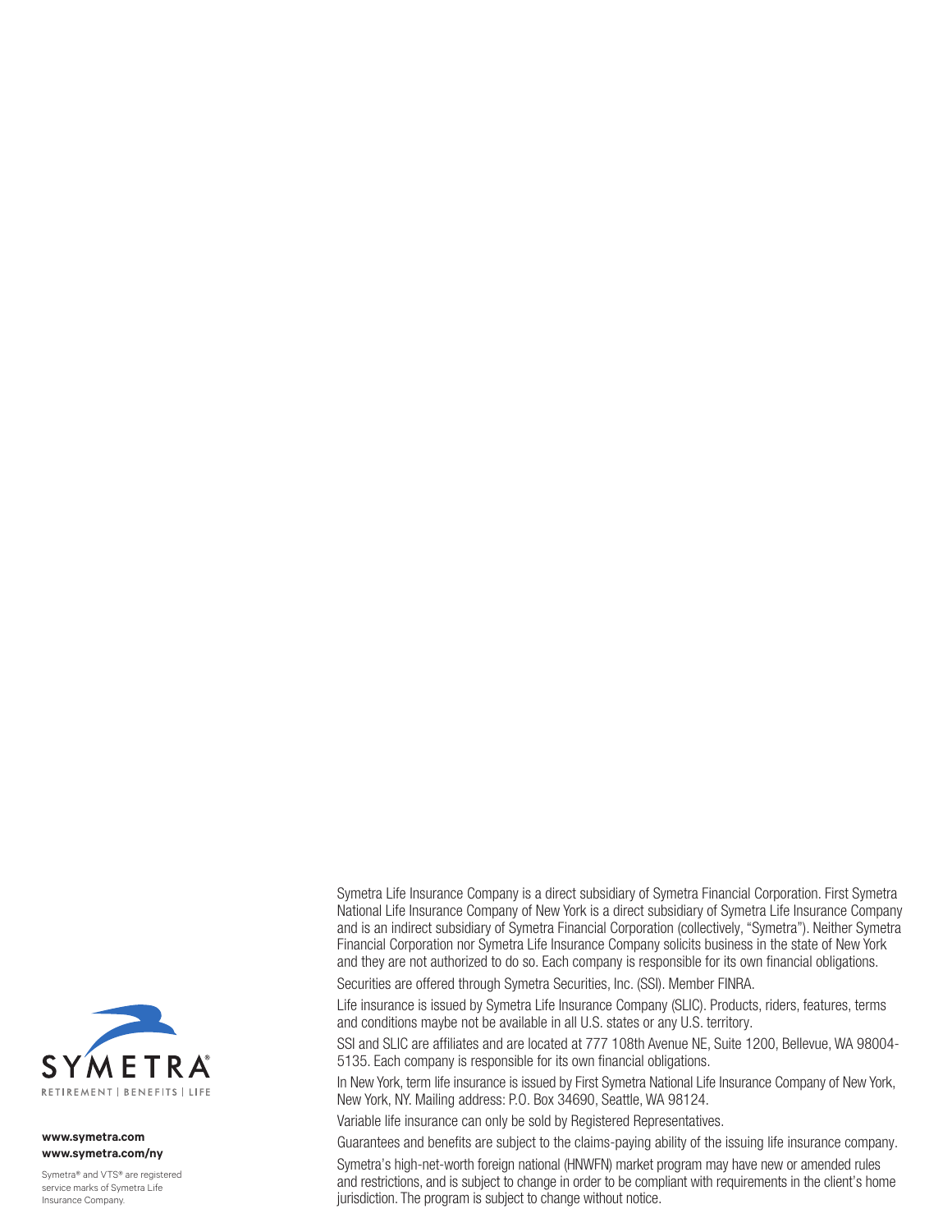SYMETRA

RETIREMENT | BENEFITS | LIFE

**www.symetra.com**
**www.symetra.com/ny**

Symetra® and VTS® are registered service marks of Symetra Life Insurance Company.

Symetra Life Insurance Company is a direct subsidiary of Symetra Financial Corporation. First Symetra National Life Insurance Company of New York is a direct subsidiary of Symetra Life Insurance Company and is an indirect subsidiary of Symetra Financial Corporation (collectively, "Symetra"). Neither Symetra Financial Corporation nor Symetra Life Insurance Company solicits business in the state of New York and they are not authorized to do so. Each company is responsible for its own financial obligations.

Securities are offered through Symetra Securities, Inc. (SSI). Member FINRA.

Life insurance is issued by Symetra Life Insurance Company (SLIC). Products, riders, features, terms and conditions maybe not be available in all U.S. states or any U.S. territory.

SSI and SLIC are affiliates and are located at 777 108th Avenue NE, Suite 1200, Bellevue, WA 98004-5135. Each company is responsible for its own financial obligations.

In New York, term life insurance is issued by First Symetra National Life Insurance Company of New York, New York, NY. Mailing address: P.O. Box 34690, Seattle, WA 98124.

Variable life insurance can only be sold by Registered Representatives.

Guarantees and benefits are subject to the claims-paying ability of the issuing life insurance company.

Symetra's high-net-worth foreign national (HNWFN) market program may have new or amended rules and restrictions, and is subject to change in order to be compliant with requirements in the client's home jurisdiction. The program is subject to change without notice.